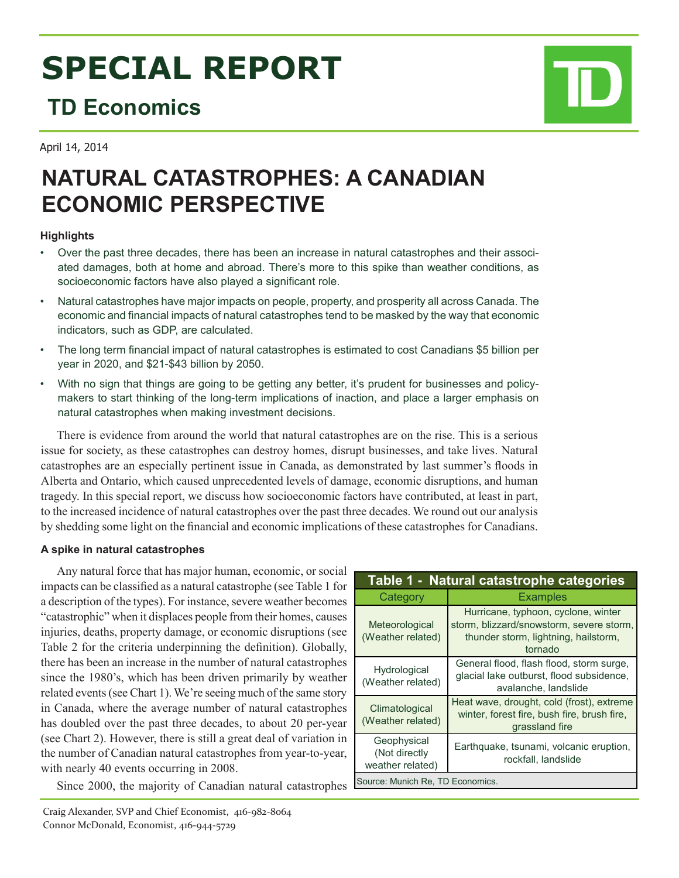# SPECIAL REPORT

## TD Economics

April 14, 2014

# NATURAL CATASTROPHES: A CANADIAN ECONOMIC PERSPECTIVE

### Highlights

- Over the past three decades, there has been an increase in natural catastrophes and their associated damages, both at home and abroad. There's more to this spike than weather conditions, as socioeconomic factors have also played a significant role.
- Natural catastrophes have major impacts on people, property, and prosperity all across Canada. The economic and financial impacts of natural catastrophes tend to be masked by the way that economic indicators, such as GDP, are calculated.
- The long term financial impact of natural catastrophes is estimated to cost Canadians $5 billion per year in 2020, and $21-$43 billion by 2050.
- With no sign that things are going to be getting any better, it's prudent for businesses and policymakers to start thinking of the long-term implications of inaction, and place a larger emphasis on natural catastrophes when making investment decisions.

There is evidence from around the world that natural catastrophes are on the rise. This is a serious issue for society, as these catastrophes can destroy homes, disrupt businesses, and take lives. Natural catastrophes are an especially pertinent issue in Canada, as demonstrated by last summer's floods in Alberta and Ontario, which caused unprecedented levels of damage, economic disruptions, and human tragedy. In this special report, we discuss how socioeconomic factors have contributed, at least in part, to the increased incidence of natural catastrophes over the past three decades. We round out our analysis by shedding some light on the financial and economic implications of these catastrophes for Canadians.

### A spike in natural catastrophes

Any natural force that has major human, economic, or social impacts can be classified as a natural catastrophe (see Table 1 for a description of the types). For instance, severe weather becomes "catastrophic" when it displaces people from their homes, causes injuries, deaths, property damage, or economic disruptions (see Table 2 for the criteria underpinning the definition). Globally, there has been an increase in the number of natural catastrophes since the 1980's, which has been driven primarily by weather related events (see Chart 1). We're seeing much of the same story in Canada, where the average number of natural catastrophes has doubled over the past three decades, to about 20 per-year (see Chart 2). However, there is still a great deal of variation in the number of Canadian natural catastrophes from year-to-year, with nearly 40 events occurring in 2008.

**Table 1 - Natural catastrophe categories**

| Category | Examples |
|---|---|
| Meteorological (Weather related) | Hurricane, typhoon, cyclone, winter storm, blizzard/snowstorm, severe storm, thunder storm, lightning, hailstorm, tornado |
| Hydrological (Weather related) | General flood, flash flood, storm surge, glacial lake outburst, flood subsidence, avalanche, landslide |
| Climatological (Weather related) | Heat wave, drought, cold (frost), extreme winter, forest fire, bush fire, brush fire, grassland fire |
| Geophysical (Not directly weather related) | Earthquake, tsunami, volcanic eruption, rockfall, landslide |

Source: Munich Re, TD Economics.

Since 2000, the majority of Canadian natural catastrophes

Craig Alexander, SVP and Chief Economist, 416-982-8064
Connor McDonald, Economist, 416-944-5729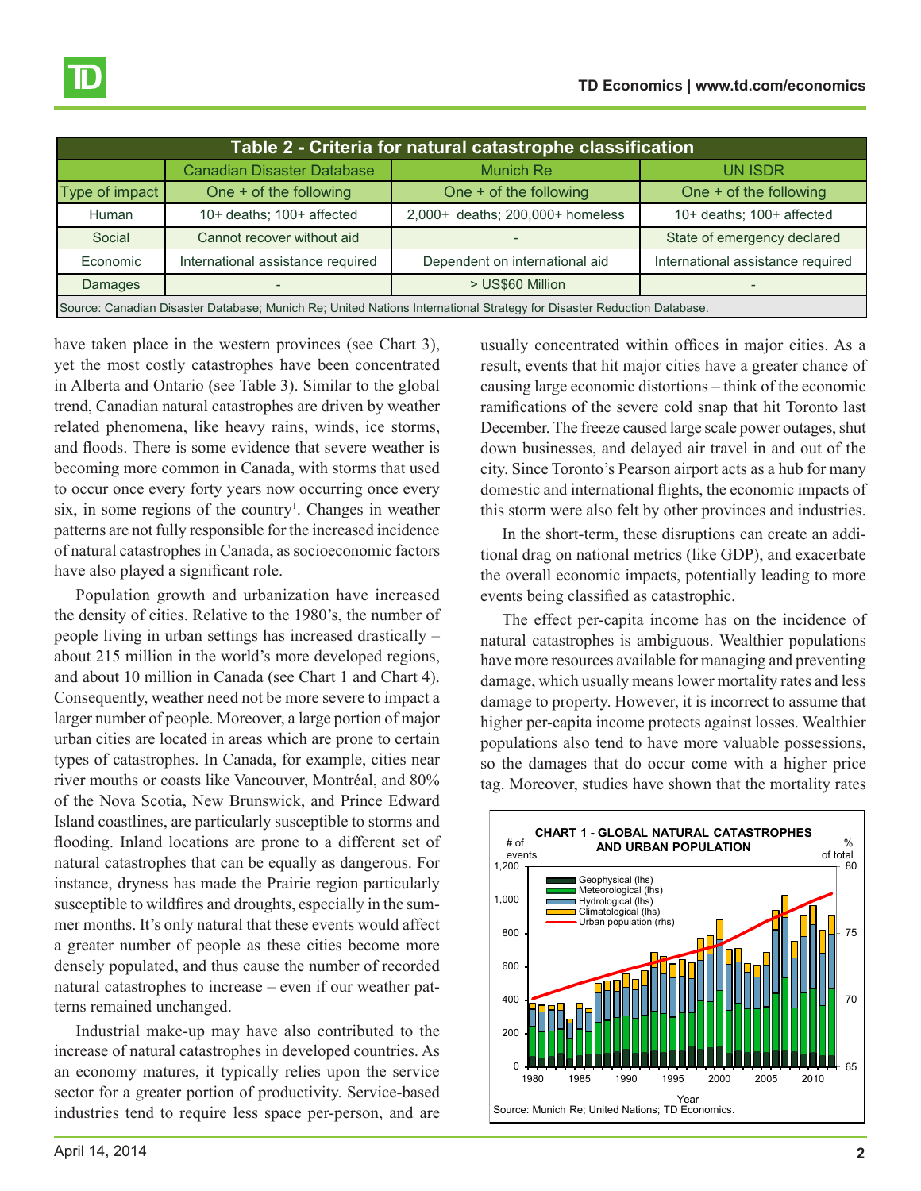| Table 2 - Criteria for natural catastrophe classification | | | |
|---|---|---|---|
| | Canadian Disaster Database | Munich Re | UN ISDR |
| Type of impact | One + of the following | One + of the following | One + of the following |
| Human | 10+ deaths; 100+ affected | 2,000+ deaths; 200,000+ homeless | 10+ deaths; 100+ affected |
| Social | Cannot recover without aid | - | State of emergency declared |
| Economic | International assistance required | Dependent on international aid | International assistance required |
| Damages | - | > US$60 Million | - |

Source: Canadian Disaster Database; Munich Re; United Nations International Strategy for Disaster Reduction Database.

have taken place in the western provinces (see Chart 3), yet the most costly catastrophes have been concentrated in Alberta and Ontario (see Table 3). Similar to the global trend, Canadian natural catastrophes are driven by weather related phenomena, like heavy rains, winds, ice storms, and floods. There is some evidence that severe weather is becoming more common in Canada, with storms that used to occur once every forty years now occurring once every six, in some regions of the country[1]. Changes in weather patterns are not fully responsible for the increased incidence of natural catastrophes in Canada, as socioeconomic factors have also played a significant role.

Population growth and urbanization have increased the density of cities. Relative to the 1980's, the number of people living in urban settings has increased drastically – about 215 million in the world's more developed regions, and about 10 million in Canada (see Chart 1 and Chart 4). Consequently, weather need not be more severe to impact a larger number of people. Moreover, a large portion of major urban cities are located in areas which are prone to certain types of catastrophes. In Canada, for example, cities near river mouths or coasts like Vancouver, Montréal, and 80% of the Nova Scotia, New Brunswick, and Prince Edward Island coastlines, are particularly susceptible to storms and flooding. Inland locations are prone to a different set of natural catastrophes that can be equally as dangerous. For instance, dryness has made the Prairie region particularly susceptible to wildfires and droughts, especially in the summer months. It's only natural that these events would affect a greater number of people as these cities become more densely populated, and thus cause the number of recorded natural catastrophes to increase – even if our weather patterns remained unchanged.

Industrial make-up may have also contributed to the increase of natural catastrophes in developed countries. As an economy matures, it typically relies upon the service sector for a greater portion of productivity. Service-based industries tend to require less space per-person, and are usually concentrated within offices in major cities. As a result, events that hit major cities have a greater chance of causing large economic distortions – think of the economic ramifications of the severe cold snap that hit Toronto last December. The freeze caused large scale power outages, shut down businesses, and delayed air travel in and out of the city. Since Toronto's Pearson airport acts as a hub for many domestic and international flights, the economic impacts of this storm were also felt by other provinces and industries.

In the short-term, these disruptions can create an additional drag on national metrics (like GDP), and exacerbate the overall economic impacts, potentially leading to more events being classified as catastrophic.

The effect per-capita income has on the incidence of natural catastrophes is ambiguous. Wealthier populations have more resources available for managing and preventing damage, which usually means lower mortality rates and less damage to property. However, it is incorrect to assume that higher per-capita income protects against losses. Wealthier populations also tend to have more valuable possessions, so the damages that do occur come with a higher price tag. Moreover, studies have shown that the mortality rates

**CHART 1 - GLOBAL NATURAL CATASTROPHES AND URBAN POPULATION**

Source: Munich Re; United Nations; TD Economics.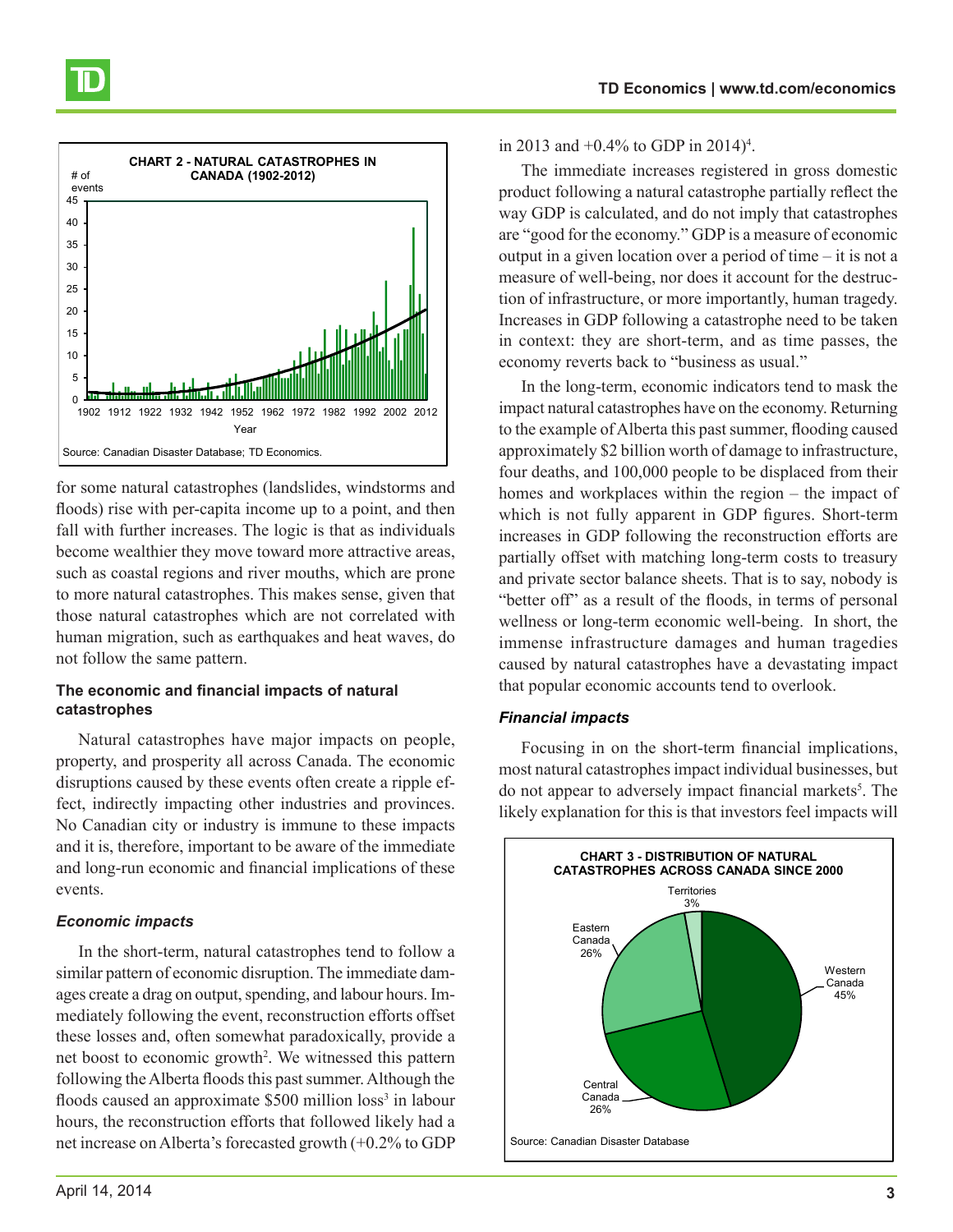**CHART 2 - NATURAL CATASTROPHES IN CANADA (1902-2012)**

Source: Canadian Disaster Database; TD Economics.

for some natural catastrophes (landslides, windstorms and floods) rise with per-capita income up to a point, and then fall with further increases. The logic is that as individuals become wealthier they move toward more attractive areas, such as coastal regions and river mouths, which are prone to more natural catastrophes. This makes sense, given that those natural catastrophes which are not correlated with human migration, such as earthquakes and heat waves, do not follow the same pattern.

### The economic and financial impacts of natural catastrophes

Natural catastrophes have major impacts on people, property, and prosperity all across Canada. The economic disruptions caused by these events often create a ripple effect, indirectly impacting other industries and provinces. No Canadian city or industry is immune to these impacts and it is, therefore, important to be aware of the immediate and long-run economic and financial implications of these events.

#### *Economic impacts*

In the short-term, natural catastrophes tend to follow a similar pattern of economic disruption. The immediate damages create a drag on output, spending, and labour hours. Immediately following the event, reconstruction efforts offset these losses and, often somewhat paradoxically, provide a net boost to economic growth[2]. We witnessed this pattern following the Alberta floods this past summer. Although the floods caused an approximate $500 million loss[3] in labour hours, the reconstruction efforts that followed likely had a net increase on Alberta's forecasted growth (+0.2% to GDP in 2013 and +0.4% to GDP in 2014)[4].

The immediate increases registered in gross domestic product following a natural catastrophe partially reflect the way GDP is calculated, and do not imply that catastrophes are "good for the economy." GDP is a measure of economic output in a given location over a period of time – it is not a measure of well-being, nor does it account for the destruction of infrastructure, or more importantly, human tragedy. Increases in GDP following a catastrophe need to be taken in context: they are short-term, and as time passes, the economy reverts back to "business as usual."

In the long-term, economic indicators tend to mask the impact natural catastrophes have on the economy. Returning to the example of Alberta this past summer, flooding caused approximately $2 billion worth of damage to infrastructure, four deaths, and 100,000 people to be displaced from their homes and workplaces within the region – the impact of which is not fully apparent in GDP figures. Short-term increases in GDP following the reconstruction efforts are partially offset with matching long-term costs to treasury and private sector balance sheets. That is to say, nobody is "better off" as a result of the floods, in terms of personal wellness or long-term economic well-being. In short, the immense infrastructure damages and human tragedies caused by natural catastrophes have a devastating impact that popular economic accounts tend to overlook.

#### *Financial impacts*

Focusing in on the short-term financial implications, most natural catastrophes impact individual businesses, but do not appear to adversely impact financial markets[5]. The likely explanation for this is that investors feel impacts will

**CHART 3 - DISTRIBUTION OF NATURAL CATASTROPHES ACROSS CANADA SINCE 2000**

Source: Canadian Disaster Database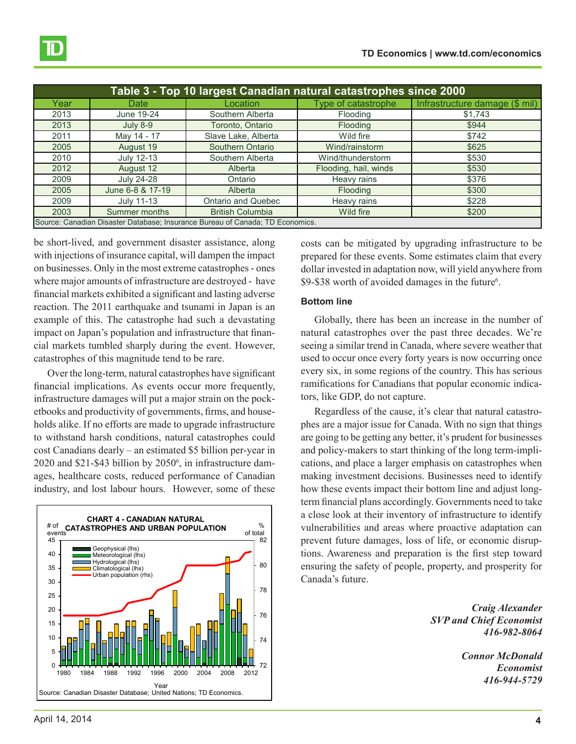**Table 3 - Top 10 largest Canadian natural catastrophes since 2000**

| Year | Date | Location | Type of catastrophe | Infrastructure damage ($ mil) |
|---|---|---|---|---|
| 2013 | June 19-24 | Southern Alberta | Flooding | $1,743 |
| 2013 | July 8-9 | Toronto, Ontario | Flooding | $944 |
| 2011 | May 14 - 17 | Slave Lake, Alberta | Wild fire | $742 |
| 2005 | August 19 | Southern Ontario | Wind/rainstorm | $625 |
| 2010 | July 12-13 | Southern Alberta | Wind/thunderstorm | $530 |
| 2012 | August 12 | Alberta | Flooding, hail, winds | $530 |
| 2009 | July 24-28 | Ontario | Heavy rains | $376 |
| 2005 | June 6-8 & 17-19 | Alberta | Flooding | $300 |
| 2009 | July 11-13 | Ontario and Quebec | Heavy rains | $228 |
| 2003 | Summer months | British Columbia | Wild fire | $200 |

Source: Canadian Disaster Database; Insurance Bureau of Canada; TD Economics.

be short-lived, and government disaster assistance, along with injections of insurance capital, will dampen the impact on businesses. Only in the most extreme catastrophes - ones where major amounts of infrastructure are destroyed - have financial markets exhibited a significant and lasting adverse reaction. The 2011 earthquake and tsunami in Japan is an example of this. The catastrophe had such a devastating impact on Japan's population and infrastructure that financial markets tumbled sharply during the event. However, catastrophes of this magnitude tend to be rare.

Over the long-term, natural catastrophes have significant financial implications. As events occur more frequently, infrastructure damages will put a major strain on the pocketbooks and productivity of governments, firms, and households alike. If no efforts are made to upgrade infrastructure to withstand harsh conditions, natural catastrophes could cost Canadians dearly – an estimated $5 billion per-year in 2020 and $21-$43 billion by 2050[6], in infrastructure damages, healthcare costs, reduced performance of Canadian industry, and lost labour hours. However, some of these costs can be mitigated by upgrading infrastructure to be prepared for these events. Some estimates claim that every dollar invested in adaptation now, will yield anywhere from $9-$38 worth of avoided damages in the future[6].

**CHART 4 - CANADIAN NATURAL CATASTROPHES AND URBAN POPULATION**

Source: Canadian Disaster Database; United Nations; TD Economics.

### Bottom line

Globally, there has been an increase in the number of natural catastrophes over the past three decades. We're seeing a similar trend in Canada, where severe weather that used to occur once every forty years is now occurring once every six, in some regions of the country. This has serious ramifications for Canadians that popular economic indicators, like GDP, do not capture.

Regardless of the cause, it's clear that natural catastrophes are a major issue for Canada. With no sign that things are going to be getting any better, it's prudent for businesses and policy-makers to start thinking of the long term-implications, and place a larger emphasis on catastrophes when making investment decisions. Businesses need to identify how these events impact their bottom line and adjust long-term financial plans accordingly. Governments need to take a close look at their inventory of infrastructure to identify vulnerabilities and areas where proactive adaptation can prevent future damages, loss of life, or economic disruptions. Awareness and preparation is the first step toward ensuring the safety of people, property, and prosperity for Canada's future.

*Craig Alexander*
*SVP and Chief Economist*
*416-982-8064*

*Connor McDonald*
*Economist*
*416-944-5729*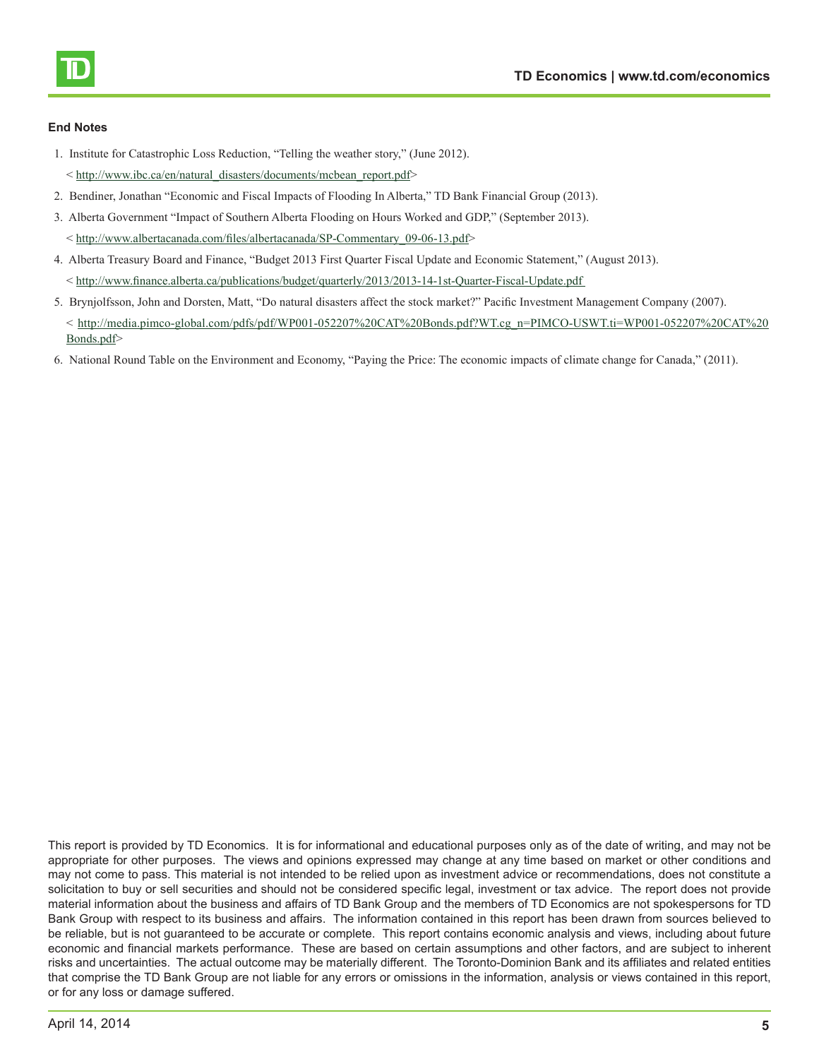**End Notes**

1. Institute for Catastrophic Loss Reduction, "Telling the weather story," (June 2012).
   < http://www.ibc.ca/en/natural_disasters/documents/mcbean_report.pdf>
2. Bendiner, Jonathan "Economic and Fiscal Impacts of Flooding In Alberta," TD Bank Financial Group (2013).
3. Alberta Government "Impact of Southern Alberta Flooding on Hours Worked and GDP," (September 2013).
   < http://www.albertacanada.com/files/albertacanada/SP-Commentary_09-06-13.pdf>
4. Alberta Treasury Board and Finance, "Budget 2013 First Quarter Fiscal Update and Economic Statement," (August 2013).
   < http://www.finance.alberta.ca/publications/budget/quarterly/2013/2013-14-1st-Quarter-Fiscal-Update.pdf
5. Brynjolfsson, John and Dorsten, Matt, "Do natural disasters affect the stock market?" Pacific Investment Management Company (2007).
   < http://media.pimco-global.com/pdfs/pdf/WP001-052207%20CAT%20Bonds.pdf?WT.cg_n=PIMCO-USWT.ti=WP001-052207%20CAT%20Bonds.pdf>
6. National Round Table on the Environment and Economy, "Paying the Price: The economic impacts of climate change for Canada," (2011).

This report is provided by TD Economics. It is for informational and educational purposes only as of the date of writing, and may not be appropriate for other purposes. The views and opinions expressed may change at any time based on market or other conditions and may not come to pass. This material is not intended to be relied upon as investment advice or recommendations, does not constitute a solicitation to buy or sell securities and should not be considered specific legal, investment or tax advice. The report does not provide material information about the business and affairs of TD Bank Group and the members of TD Economics are not spokespersons for TD Bank Group with respect to its business and affairs. The information contained in this report has been drawn from sources believed to be reliable, but is not guaranteed to be accurate or complete. This report contains economic analysis and views, including about future economic and financial markets performance. These are based on certain assumptions and other factors, and are subject to inherent risks and uncertainties. The actual outcome may be materially different. The Toronto-Dominion Bank and its affiliates and related entities that comprise the TD Bank Group are not liable for any errors or omissions in the information, analysis or views contained in this report, or for any loss or damage suffered.